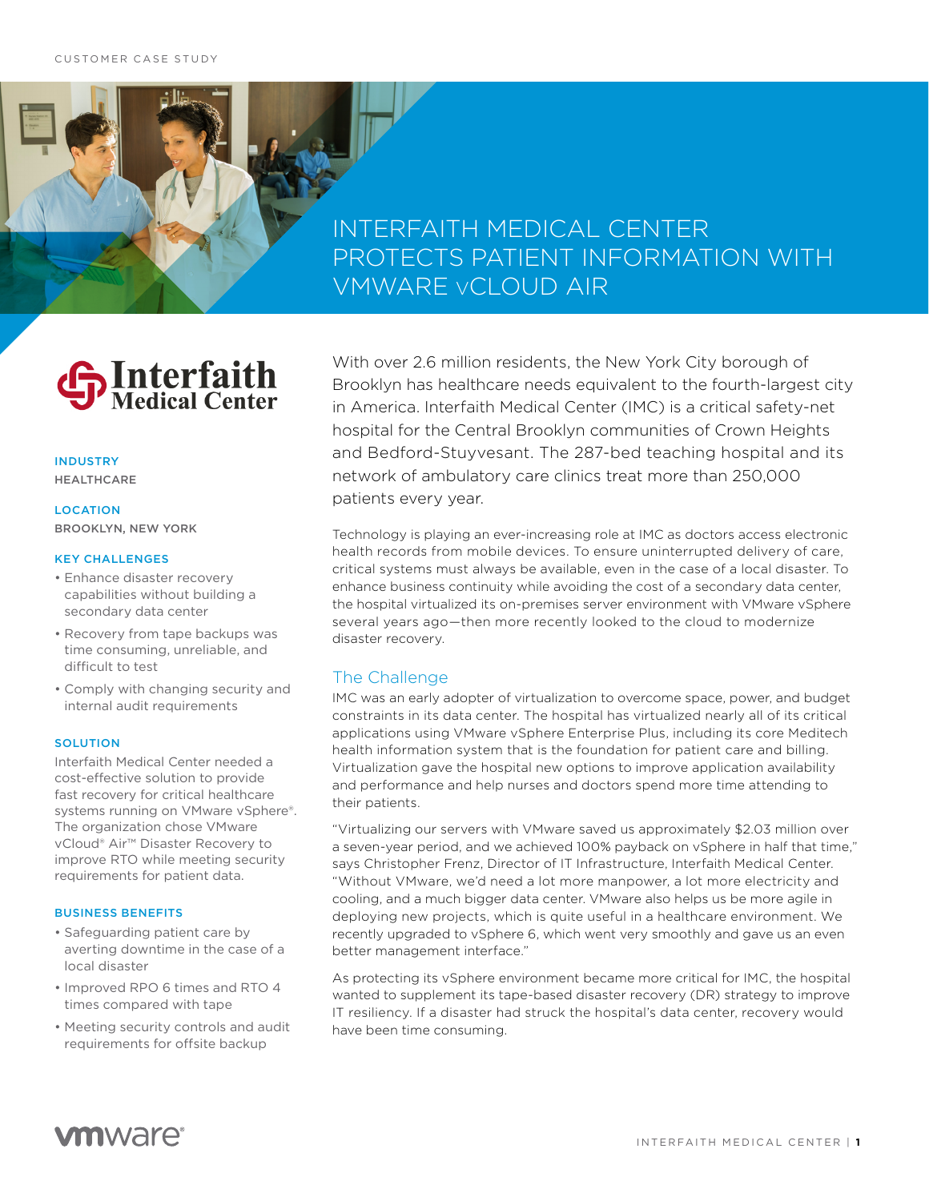CUSTOMER CASE STUDY

# INTERFAITH MEDICAL CENTER PROTECTS PATIENT INFORMATION WITH VMWARE vCLOUD AIR

**INDUSTRY**
HEALTHCARE

**LOCATION**
BROOKLYN, NEW YORK

**KEY CHALLENGES**

- Enhance disaster recovery capabilities without building a secondary data center
- Recovery from tape backups was time consuming, unreliable, and difficult to test
- Comply with changing security and internal audit requirements

**SOLUTION**

Interfaith Medical Center needed a cost-effective solution to provide fast recovery for critical healthcare systems running on VMware vSphere®. The organization chose VMware vCloud® Air™ Disaster Recovery to improve RTO while meeting security requirements for patient data.

**BUSINESS BENEFITS**

- Safeguarding patient care by averting downtime in the case of a local disaster
- Improved RPO 6 times and RTO 4 times compared with tape
- Meeting security controls and audit requirements for offsite backup

With over 2.6 million residents, the New York City borough of Brooklyn has healthcare needs equivalent to the fourth-largest city in America. Interfaith Medical Center (IMC) is a critical safety-net hospital for the Central Brooklyn communities of Crown Heights and Bedford-Stuyvesant. The 287-bed teaching hospital and its network of ambulatory care clinics treat more than 250,000 patients every year.

Technology is playing an ever-increasing role at IMC as doctors access electronic health records from mobile devices. To ensure uninterrupted delivery of care, critical systems must always be available, even in the case of a local disaster. To enhance business continuity while avoiding the cost of a secondary data center, the hospital virtualized its on-premises server environment with VMware vSphere several years ago—then more recently looked to the cloud to modernize disaster recovery.

## The Challenge

IMC was an early adopter of virtualization to overcome space, power, and budget constraints in its data center. The hospital has virtualized nearly all of its critical applications using VMware vSphere Enterprise Plus, including its core Meditech health information system that is the foundation for patient care and billing. Virtualization gave the hospital new options to improve application availability and performance and help nurses and doctors spend more time attending to their patients.

"Virtualizing our servers with VMware saved us approximately $2.03 million over a seven-year period, and we achieved 100% payback on vSphere in half that time," says Christopher Frenz, Director of IT Infrastructure, Interfaith Medical Center. "Without VMware, we'd need a lot more manpower, a lot more electricity and cooling, and a much bigger data center. VMware also helps us be more agile in deploying new projects, which is quite useful in a healthcare environment. We recently upgraded to vSphere 6, which went very smoothly and gave us an even better management interface."

As protecting its vSphere environment became more critical for IMC, the hospital wanted to supplement its tape-based disaster recovery (DR) strategy to improve IT resiliency. If a disaster had struck the hospital's data center, recovery would have been time consuming.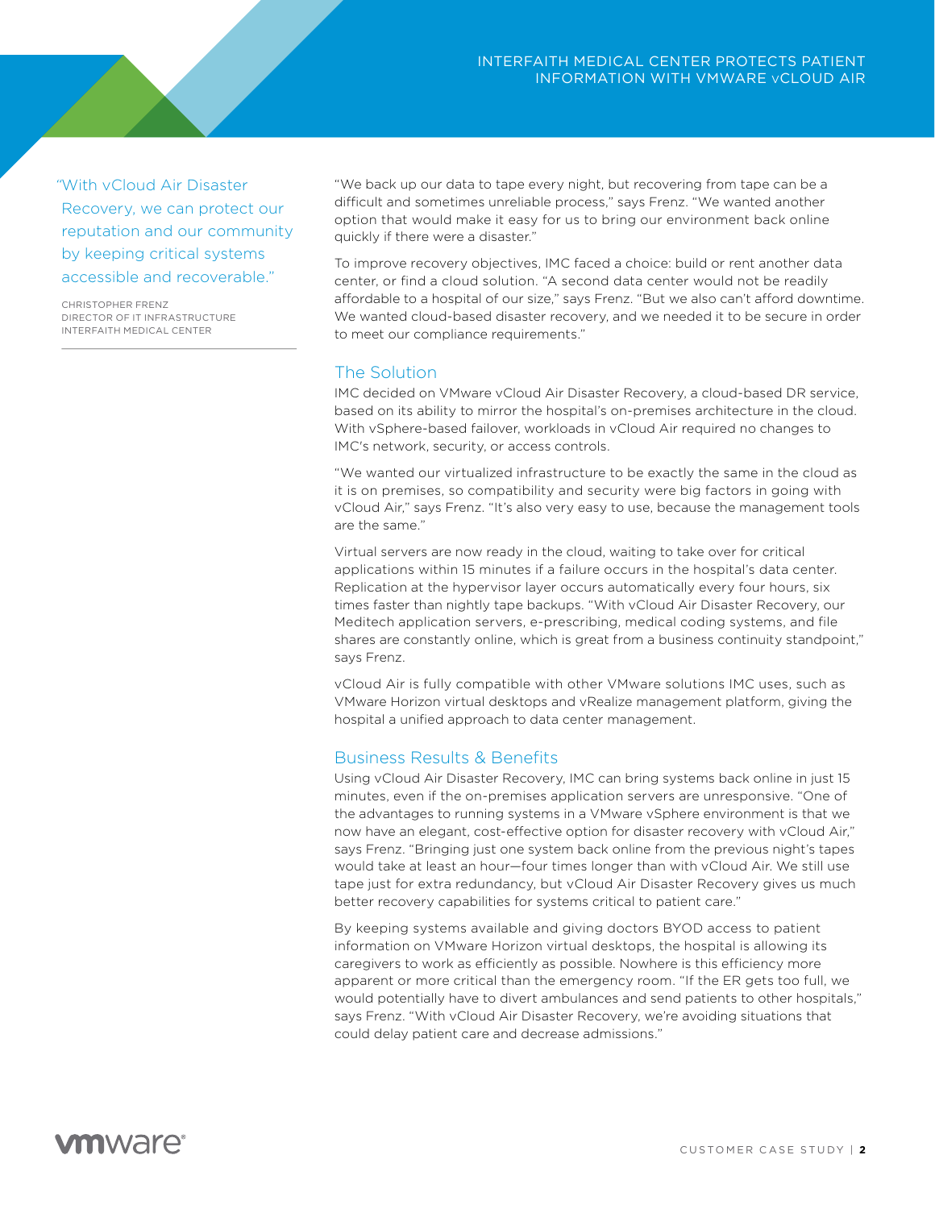> "With vCloud Air Disaster Recovery, we can protect our reputation and our community by keeping critical systems accessible and recoverable."
>
> CHRISTOPHER FRENZ
> DIRECTOR OF IT INFRASTRUCTURE
> INTERFAITH MEDICAL CENTER

"We back up our data to tape every night, but recovering from tape can be a difficult and sometimes unreliable process," says Frenz. "We wanted another option that would make it easy for us to bring our environment back online quickly if there were a disaster."

To improve recovery objectives, IMC faced a choice: build or rent another data center, or find a cloud solution. "A second data center would not be readily affordable to a hospital of our size," says Frenz. "But we also can't afford downtime. We wanted cloud-based disaster recovery, and we needed it to be secure in order to meet our compliance requirements."

## The Solution

IMC decided on VMware vCloud Air Disaster Recovery, a cloud-based DR service, based on its ability to mirror the hospital's on-premises architecture in the cloud. With vSphere-based failover, workloads in vCloud Air required no changes to IMC's network, security, or access controls.

"We wanted our virtualized infrastructure to be exactly the same in the cloud as it is on premises, so compatibility and security were big factors in going with vCloud Air," says Frenz. "It's also very easy to use, because the management tools are the same."

Virtual servers are now ready in the cloud, waiting to take over for critical applications within 15 minutes if a failure occurs in the hospital's data center. Replication at the hypervisor layer occurs automatically every four hours, six times faster than nightly tape backups. "With vCloud Air Disaster Recovery, our Meditech application servers, e-prescribing, medical coding systems, and file shares are constantly online, which is great from a business continuity standpoint," says Frenz.

vCloud Air is fully compatible with other VMware solutions IMC uses, such as VMware Horizon virtual desktops and vRealize management platform, giving the hospital a unified approach to data center management.

## Business Results & Benefits

Using vCloud Air Disaster Recovery, IMC can bring systems back online in just 15 minutes, even if the on-premises application servers are unresponsive. "One of the advantages to running systems in a VMware vSphere environment is that we now have an elegant, cost-effective option for disaster recovery with vCloud Air," says Frenz. "Bringing just one system back online from the previous night's tapes would take at least an hour—four times longer than with vCloud Air. We still use tape just for extra redundancy, but vCloud Air Disaster Recovery gives us much better recovery capabilities for systems critical to patient care."

By keeping systems available and giving doctors BYOD access to patient information on VMware Horizon virtual desktops, the hospital is allowing its caregivers to work as efficiently as possible. Nowhere is this efficiency more apparent or more critical than the emergency room. "If the ER gets too full, we would potentially have to divert ambulances and send patients to other hospitals," says Frenz. "With vCloud Air Disaster Recovery, we're avoiding situations that could delay patient care and decrease admissions."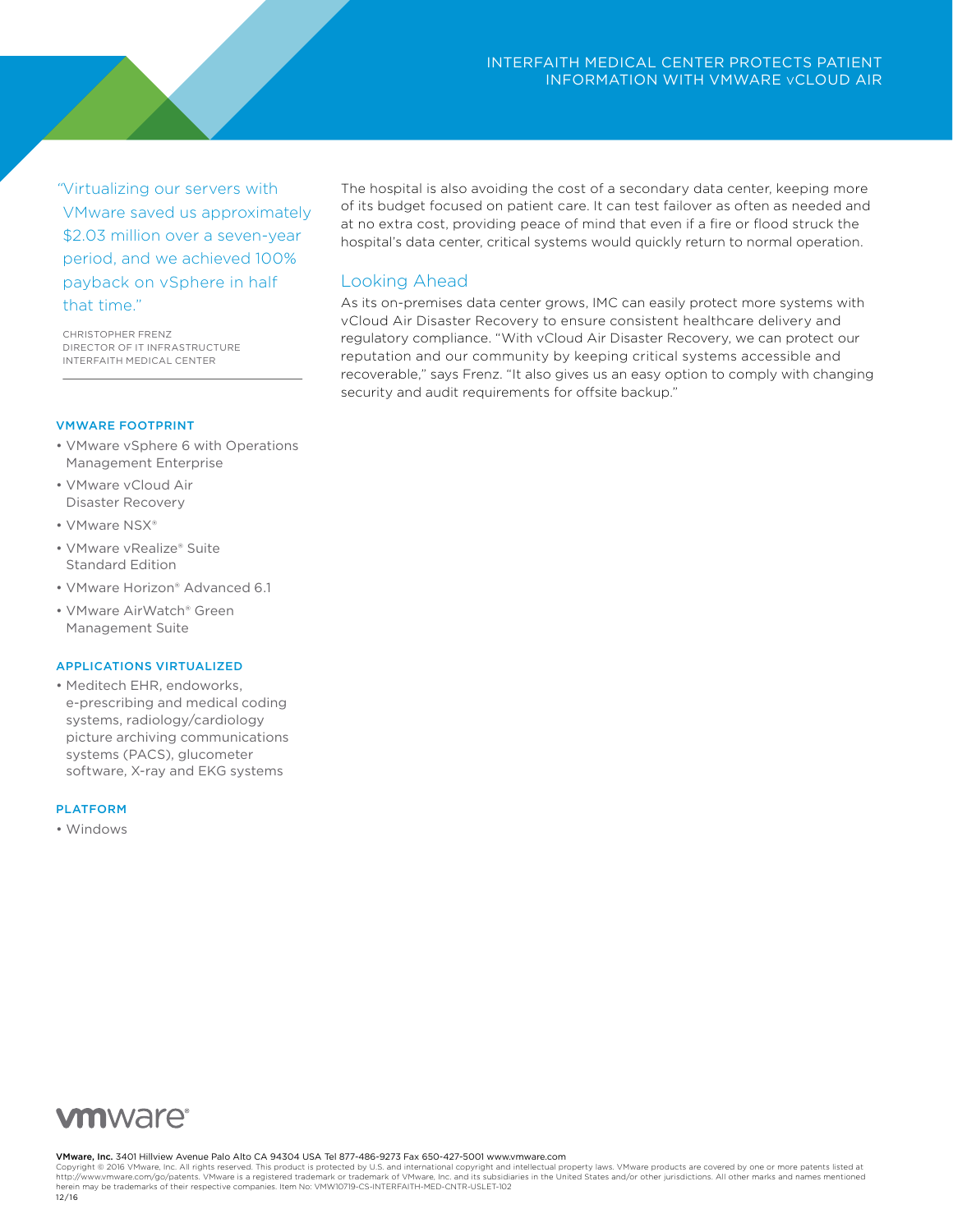"Virtualizing our servers with VMware saved us approximately $2.03 million over a seven-year period, and we achieved 100% payback on vSphere in half that time."

CHRISTOPHER FRENZ
DIRECTOR OF IT INFRASTRUCTURE
INTERFAITH MEDICAL CENTER

The hospital is also avoiding the cost of a secondary data center, keeping more of its budget focused on patient care. It can test failover as often as needed and at no extra cost, providing peace of mind that even if a fire or flood struck the hospital's data center, critical systems would quickly return to normal operation.

## Looking Ahead

As its on-premises data center grows, IMC can easily protect more systems with vCloud Air Disaster Recovery to ensure consistent healthcare delivery and regulatory compliance. "With vCloud Air Disaster Recovery, we can protect our reputation and our community by keeping critical systems accessible and recoverable," says Frenz. "It also gives us an easy option to comply with changing security and audit requirements for offsite backup."

### VMWARE FOOTPRINT

- VMware vSphere 6 with Operations Management Enterprise
- VMware vCloud Air Disaster Recovery
- VMware NSX®
- VMware vRealize® Suite Standard Edition
- VMware Horizon® Advanced 6.1
- VMware AirWatch® Green Management Suite

### APPLICATIONS VIRTUALIZED

- Meditech EHR, endoworks, e-prescribing and medical coding systems, radiology/cardiology picture archiving communications systems (PACS), glucometer software, X-ray and EKG systems

### PLATFORM

- Windows

**VMware, Inc.** 3401 Hillview Avenue Palo Alto CA 94304 USA Tel 877-486-9273 Fax 650-427-5001 www.vmware.com
Copyright © 2016 VMware, Inc. All rights reserved. This product is protected by U.S. and international copyright and intellectual property laws. VMware products are covered by one or more patents listed at http://www.vmware.com/go/patents. VMware is a registered trademark or trademark of VMware, Inc. and its subsidiaries in the United States and/or other jurisdictions. All other marks and names mentioned herein may be trademarks of their respective companies. Item No: VMW10719-CS-INTERFAITH-MED-CNTR-USLET-102
12/16